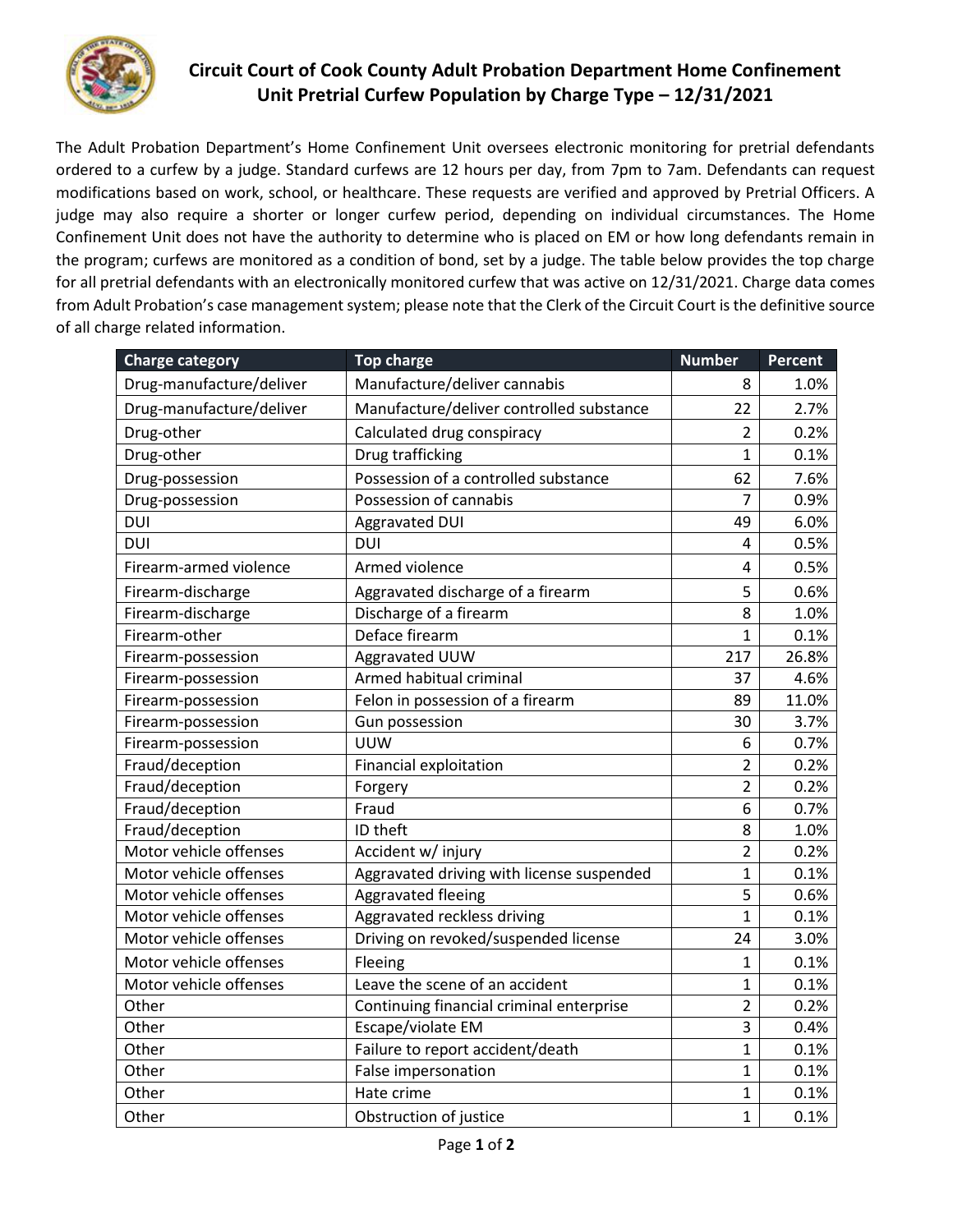## Circuit Court of Cook County Adult Probation Department Home Confinement Unit Pretrial Curfew Population by Charge Type – 12/31/2021

The Adult Probation Department's Home Confinement Unit oversees electronic monitoring for pretrial defendants ordered to a curfew by a judge. Standard curfews are 12 hours per day, from 7pm to 7am. Defendants can request modifications based on work, school, or healthcare. These requests are verified and approved by Pretrial Officers. A judge may also require a shorter or longer curfew period, depending on individual circumstances. The Home Confinement Unit does not have the authority to determine who is placed on EM or how long defendants remain in the program; curfews are monitored as a condition of bond, set by a judge. The table below provides the top charge for all pretrial defendants with an electronically monitored curfew that was active on 12/31/2021. Charge data comes from Adult Probation's case management system; please note that the Clerk of the Circuit Court is the definitive source of all charge related information.

| Charge category | Top charge | Number | Percent |
|---|---|---|---|
| Drug-manufacture/deliver | Manufacture/deliver cannabis | 8 | 1.0% |
| Drug-manufacture/deliver | Manufacture/deliver controlled substance | 22 | 2.7% |
| Drug-other | Calculated drug conspiracy | 2 | 0.2% |
| Drug-other | Drug trafficking | 1 | 0.1% |
| Drug-possession | Possession of a controlled substance | 62 | 7.6% |
| Drug-possession | Possession of cannabis | 7 | 0.9% |
| DUI | Aggravated DUI | 49 | 6.0% |
| DUI | DUI | 4 | 0.5% |
| Firearm-armed violence | Armed violence | 4 | 0.5% |
| Firearm-discharge | Aggravated discharge of a firearm | 5 | 0.6% |
| Firearm-discharge | Discharge of a firearm | 8 | 1.0% |
| Firearm-other | Deface firearm | 1 | 0.1% |
| Firearm-possession | Aggravated UUW | 217 | 26.8% |
| Firearm-possession | Armed habitual criminal | 37 | 4.6% |
| Firearm-possession | Felon in possession of a firearm | 89 | 11.0% |
| Firearm-possession | Gun possession | 30 | 3.7% |
| Firearm-possession | UUW | 6 | 0.7% |
| Fraud/deception | Financial exploitation | 2 | 0.2% |
| Fraud/deception | Forgery | 2 | 0.2% |
| Fraud/deception | Fraud | 6 | 0.7% |
| Fraud/deception | ID theft | 8 | 1.0% |
| Motor vehicle offenses | Accident w/ injury | 2 | 0.2% |
| Motor vehicle offenses | Aggravated driving with license suspended | 1 | 0.1% |
| Motor vehicle offenses | Aggravated fleeing | 5 | 0.6% |
| Motor vehicle offenses | Aggravated reckless driving | 1 | 0.1% |
| Motor vehicle offenses | Driving on revoked/suspended license | 24 | 3.0% |
| Motor vehicle offenses | Fleeing | 1 | 0.1% |
| Motor vehicle offenses | Leave the scene of an accident | 1 | 0.1% |
| Other | Continuing financial criminal enterprise | 2 | 0.2% |
| Other | Escape/violate EM | 3 | 0.4% |
| Other | Failure to report accident/death | 1 | 0.1% |
| Other | False impersonation | 1 | 0.1% |
| Other | Hate crime | 1 | 0.1% |
| Other | Obstruction of justice | 1 | 0.1% |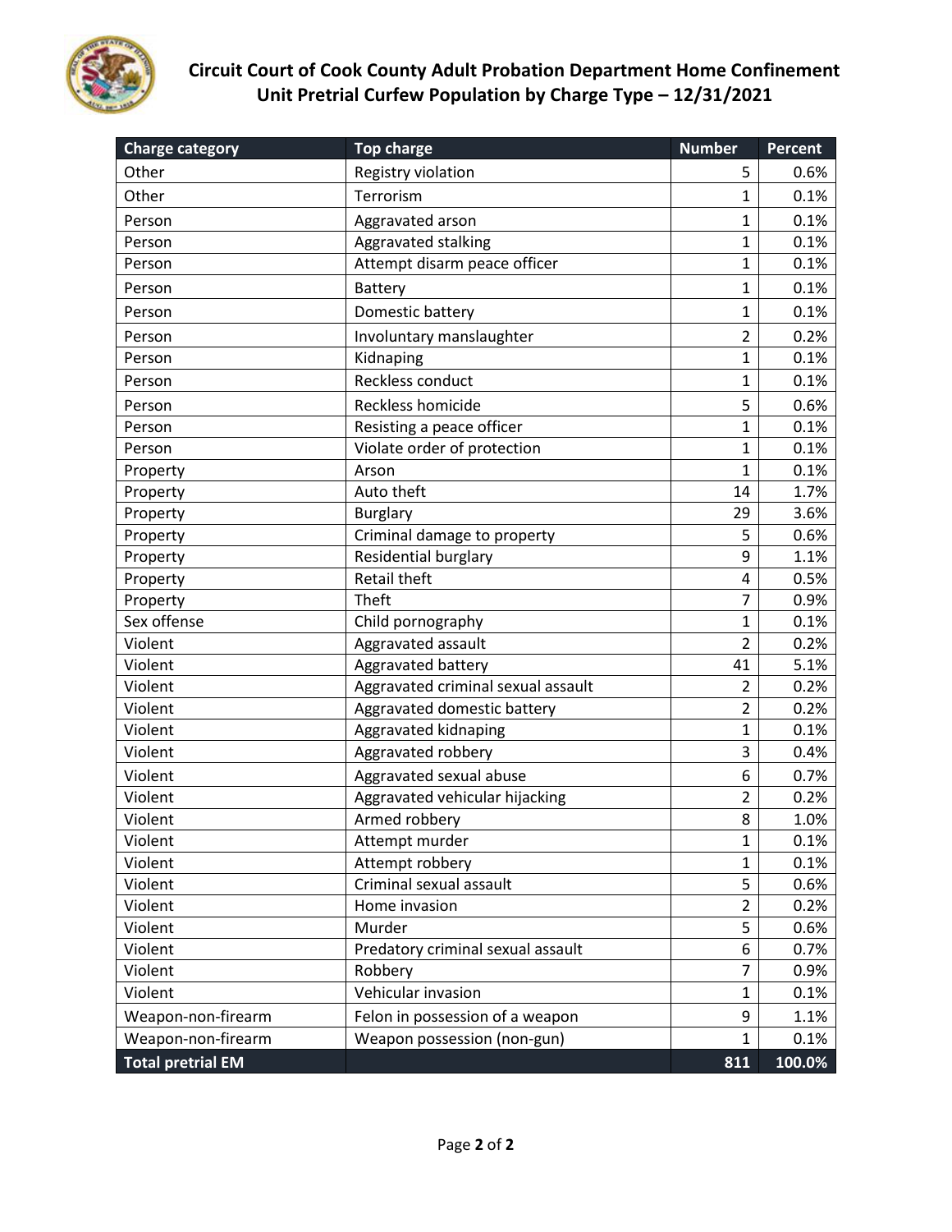## Circuit Court of Cook County Adult Probation Department Home Confinement Unit Pretrial Curfew Population by Charge Type – 12/31/2021

| Charge category | Top charge | Number | Percent |
|---|---|---|---|
| Other | Registry violation | 5 | 0.6% |
| Other | Terrorism | 1 | 0.1% |
| Person | Aggravated arson | 1 | 0.1% |
| Person | Aggravated stalking | 1 | 0.1% |
| Person | Attempt disarm peace officer | 1 | 0.1% |
| Person | Battery | 1 | 0.1% |
| Person | Domestic battery | 1 | 0.1% |
| Person | Involuntary manslaughter | 2 | 0.2% |
| Person | Kidnaping | 1 | 0.1% |
| Person | Reckless conduct | 1 | 0.1% |
| Person | Reckless homicide | 5 | 0.6% |
| Person | Resisting a peace officer | 1 | 0.1% |
| Person | Violate order of protection | 1 | 0.1% |
| Property | Arson | 1 | 0.1% |
| Property | Auto theft | 14 | 1.7% |
| Property | Burglary | 29 | 3.6% |
| Property | Criminal damage to property | 5 | 0.6% |
| Property | Residential burglary | 9 | 1.1% |
| Property | Retail theft | 4 | 0.5% |
| Property | Theft | 7 | 0.9% |
| Sex offense | Child pornography | 1 | 0.1% |
| Violent | Aggravated assault | 2 | 0.2% |
| Violent | Aggravated battery | 41 | 5.1% |
| Violent | Aggravated criminal sexual assault | 2 | 0.2% |
| Violent | Aggravated domestic battery | 2 | 0.2% |
| Violent | Aggravated kidnaping | 1 | 0.1% |
| Violent | Aggravated robbery | 3 | 0.4% |
| Violent | Aggravated sexual abuse | 6 | 0.7% |
| Violent | Aggravated vehicular hijacking | 2 | 0.2% |
| Violent | Armed robbery | 8 | 1.0% |
| Violent | Attempt murder | 1 | 0.1% |
| Violent | Attempt robbery | 1 | 0.1% |
| Violent | Criminal sexual assault | 5 | 0.6% |
| Violent | Home invasion | 2 | 0.2% |
| Violent | Murder | 5 | 0.6% |
| Violent | Predatory criminal sexual assault | 6 | 0.7% |
| Violent | Robbery | 7 | 0.9% |
| Violent | Vehicular invasion | 1 | 0.1% |
| Weapon-non-firearm | Felon in possession of a weapon | 9 | 1.1% |
| Weapon-non-firearm | Weapon possession (non-gun) | 1 | 0.1% |
| **Total pretrial EM** | | **811** | **100.0%** |